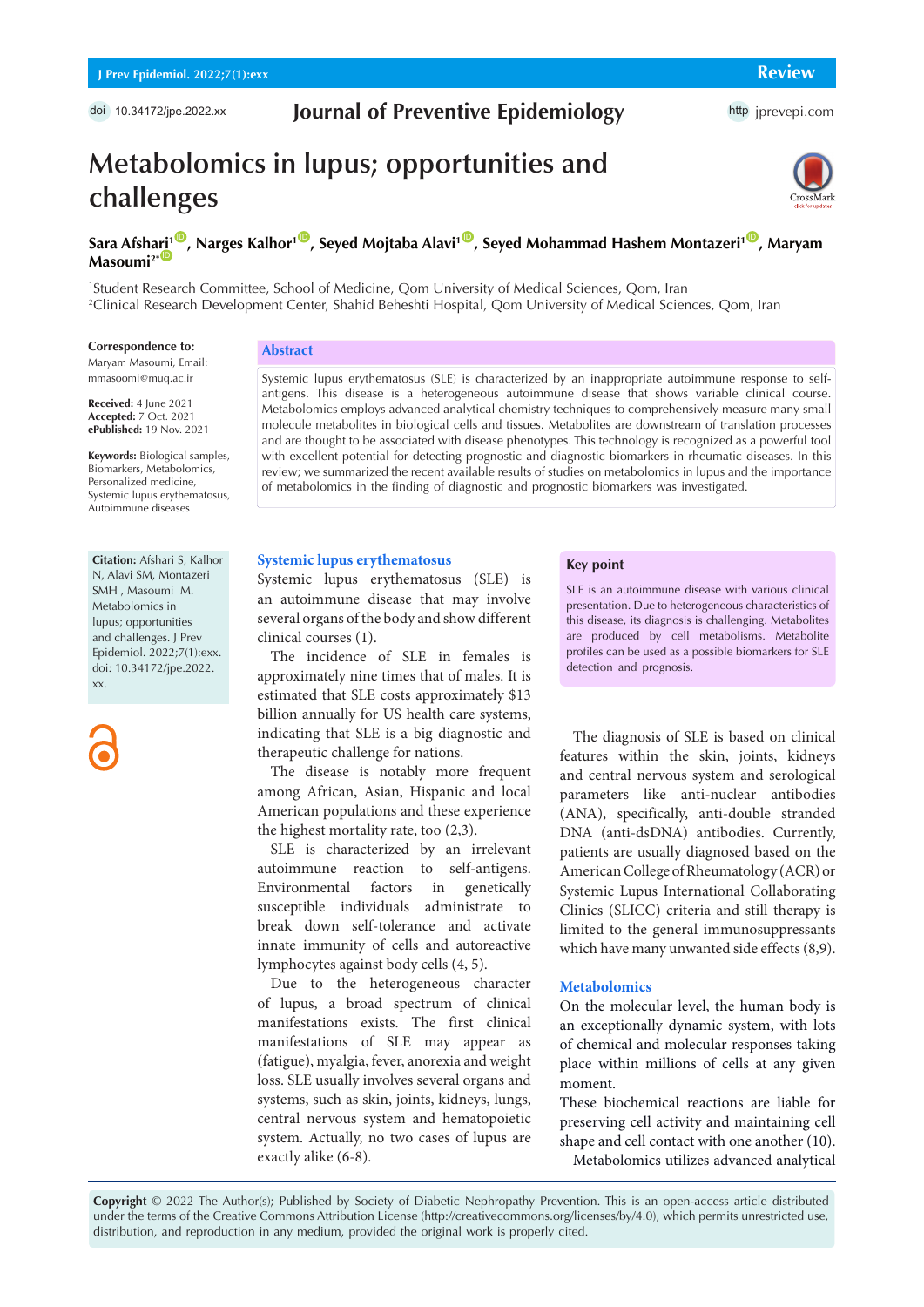# Metabolomics in lupus; opportunities and challenges

**Sara Afshari[1], Narges Kalhor[1], Seyed Mojtaba Alavi[1], Seyed Mohammad Hashem Montazeri[1], Maryam Masoumi[2*]**

[1]Student Research Committee, School of Medicine, Qom University of Medical Sciences, Qom, Iran
[2]Clinical Research Development Center, Shahid Beheshti Hospital, Qom University of Medical Sciences, Qom, Iran

**Correspondence to:**
Maryam Masoumi, Email: mmasoomi@muq.ac.ir

**Received:** 4 June 2021
**Accepted:** 7 Oct. 2021
**ePublished:** 19 Nov. 2021

**Keywords:** Biological samples, Biomarkers, Metabolomics, Personalized medicine, Systemic lupus erythematosus, Autoimmune diseases

## Abstract

Systemic lupus erythematosus (SLE) is characterized by an inappropriate autoimmune response to self-antigens. This disease is a heterogeneous autoimmune disease that shows variable clinical course. Metabolomics employs advanced analytical chemistry techniques to comprehensively measure many small molecule metabolites in biological cells and tissues. Metabolites are downstream of translation processes and are thought to be associated with disease phenotypes. This technology is recognized as a powerful tool with excellent potential for detecting prognostic and diagnostic biomarkers in rheumatic diseases. In this review; we summarized the recent available results of studies on metabolomics in lupus and the importance of metabolomics in the finding of diagnostic and prognostic biomarkers was investigated.

**Citation:** Afshari S, Kalhor N, Alavi SM, Montazeri SMH , Masoumi M. Metabolomics in lupus; opportunities and challenges. J Prev Epidemiol. 2022;7(1):exx. doi: 10.34172/jpe.2022.xx.

## Key point

SLE is an autoimmune disease with various clinical presentation. Due to heterogeneous characteristics of this disease, its diagnosis is challenging. Metabolites are produced by cell metabolisms. Metabolite profiles can be used as a possible biomarkers for SLE detection and prognosis.

## Systemic lupus erythematosus

Systemic lupus erythematosus (SLE) is an autoimmune disease that may involve several organs of the body and show different clinical courses (1).

The incidence of SLE in females is approximately nine times that of males. It is estimated that SLE costs approximately $13 billion annually for US health care systems, indicating that SLE is a big diagnostic and therapeutic challenge for nations.

The disease is notably more frequent among African, Asian, Hispanic and local American populations and these experience the highest mortality rate, too (2,3).

SLE is characterized by an irrelevant autoimmune reaction to self-antigens. Environmental factors in genetically susceptible individuals administrate to break down self-tolerance and activate innate immunity of cells and autoreactive lymphocytes against body cells (4, 5).

Due to the heterogeneous character of lupus, a broad spectrum of clinical manifestations exists. The first clinical manifestations of SLE may appear as (fatigue), myalgia, fever, anorexia and weight loss. SLE usually involves several organs and systems, such as skin, joints, kidneys, lungs, central nervous system and hematopoietic system. Actually, no two cases of lupus are exactly alike (6-8).

The diagnosis of SLE is based on clinical features within the skin, joints, kidneys and central nervous system and serological parameters like anti-nuclear antibodies (ANA), specifically, anti-double stranded DNA (anti-dsDNA) antibodies. Currently, patients are usually diagnosed based on the American College of Rheumatology (ACR) or Systemic Lupus International Collaborating Clinics (SLICC) criteria and still therapy is limited to the general immunosuppressants which have many unwanted side effects (8,9).

## Metabolomics

On the molecular level, the human body is an exceptionally dynamic system, with lots of chemical and molecular responses taking place within millions of cells at any given moment.

These biochemical reactions are liable for preserving cell activity and maintaining cell shape and cell contact with one another (10).

Metabolomics utilizes advanced analytical

**Copyright** © 2022 The Author(s); Published by Society of Diabetic Nephropathy Prevention. This is an open-access article distributed under the terms of the Creative Commons Attribution License (http://creativecommons.org/licenses/by/4.0), which permits unrestricted use, distribution, and reproduction in any medium, provided the original work is properly cited.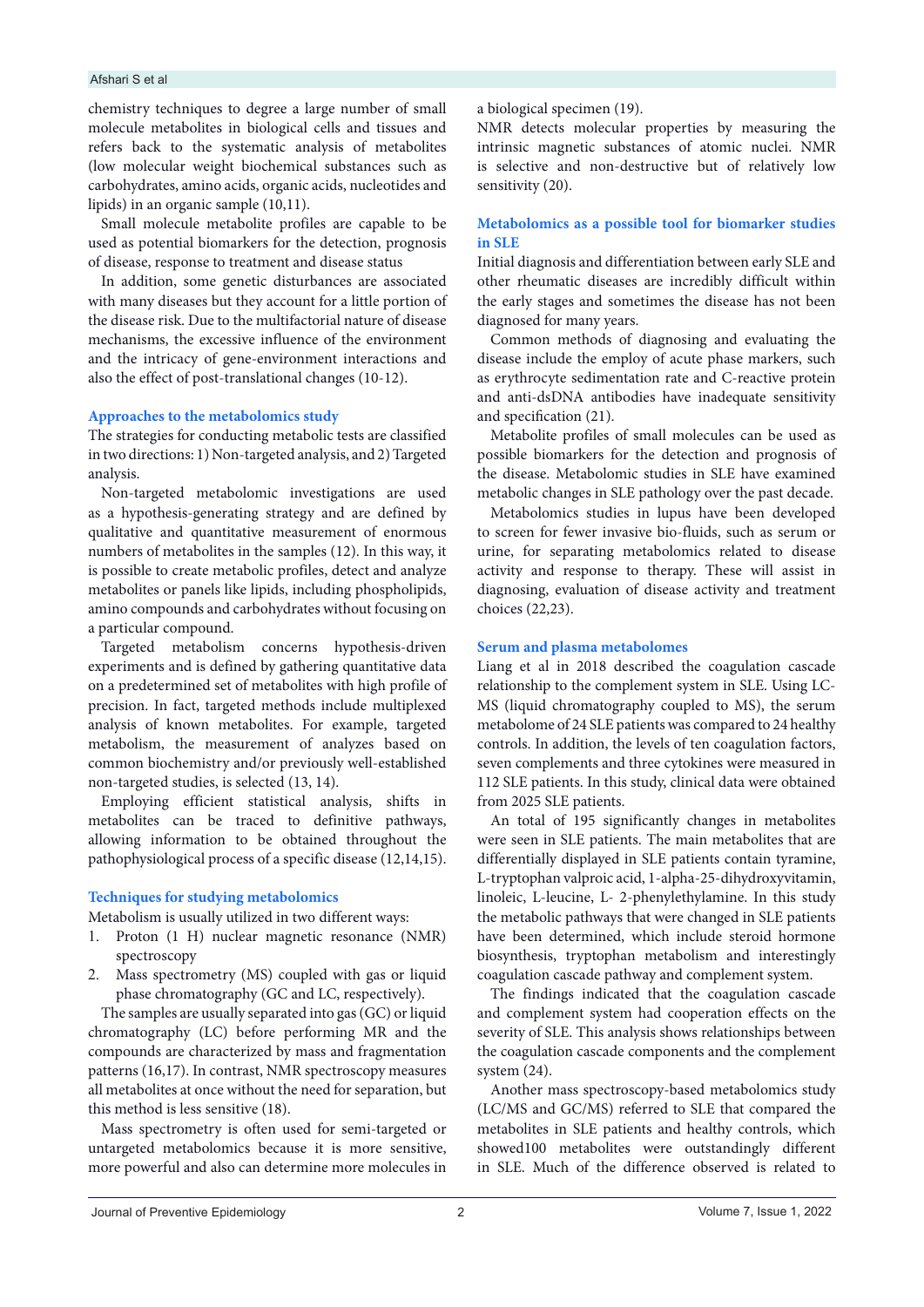chemistry techniques to degree a large number of small molecule metabolites in biological cells and tissues and refers back to the systematic analysis of metabolites (low molecular weight biochemical substances such as carbohydrates, amino acids, organic acids, nucleotides and lipids) in an organic sample (10,11).

Small molecule metabolite profiles are capable to be used as potential biomarkers for the detection, prognosis of disease, response to treatment and disease status

In addition, some genetic disturbances are associated with many diseases but they account for a little portion of the disease risk. Due to the multifactorial nature of disease mechanisms, the excessive influence of the environment and the intricacy of gene-environment interactions and also the effect of post-translational changes (10-12).

## Approaches to the metabolomics study

The strategies for conducting metabolic tests are classified in two directions: 1) Non-targeted analysis, and 2) Targeted analysis.

Non-targeted metabolomic investigations are used as a hypothesis-generating strategy and are defined by qualitative and quantitative measurement of enormous numbers of metabolites in the samples (12). In this way, it is possible to create metabolic profiles, detect and analyze metabolites or panels like lipids, including phospholipids, amino compounds and carbohydrates without focusing on a particular compound.

Targeted metabolism concerns hypothesis-driven experiments and is defined by gathering quantitative data on a predetermined set of metabolites with high profile of precision. In fact, targeted methods include multiplexed analysis of known metabolites. For example, targeted metabolism, the measurement of analyzes based on common biochemistry and/or previously well-established non-targeted studies, is selected (13, 14).

Employing efficient statistical analysis, shifts in metabolites can be traced to definitive pathways, allowing information to be obtained throughout the pathophysiological process of a specific disease (12,14,15).

## Techniques for studying metabolomics

Metabolism is usually utilized in two different ways:

1. Proton (1 H) nuclear magnetic resonance (NMR) spectroscopy
2. Mass spectrometry (MS) coupled with gas or liquid phase chromatography (GC and LC, respectively).

The samples are usually separated into gas (GC) or liquid chromatography (LC) before performing MR and the compounds are characterized by mass and fragmentation patterns (16,17). In contrast, NMR spectroscopy measures all metabolites at once without the need for separation, but this method is less sensitive (18).

Mass spectrometry is often used for semi-targeted or untargeted metabolomics because it is more sensitive, more powerful and also can determine more molecules in a biological specimen (19).

NMR detects molecular properties by measuring the intrinsic magnetic substances of atomic nuclei. NMR is selective and non-destructive but of relatively low sensitivity (20).

## Metabolomics as a possible tool for biomarker studies in SLE

Initial diagnosis and differentiation between early SLE and other rheumatic diseases are incredibly difficult within the early stages and sometimes the disease has not been diagnosed for many years.

Common methods of diagnosing and evaluating the disease include the employ of acute phase markers, such as erythrocyte sedimentation rate and C-reactive protein and anti-dsDNA antibodies have inadequate sensitivity and specification (21).

Metabolite profiles of small molecules can be used as possible biomarkers for the detection and prognosis of the disease. Metabolomic studies in SLE have examined metabolic changes in SLE pathology over the past decade.

Metabolomics studies in lupus have been developed to screen for fewer invasive bio-fluids, such as serum or urine, for separating metabolomics related to disease activity and response to therapy. These will assist in diagnosing, evaluation of disease activity and treatment choices (22,23).

## Serum and plasma metabolomes

Liang et al in 2018 described the coagulation cascade relationship to the complement system in SLE. Using LC-MS (liquid chromatography coupled to MS), the serum metabolome of 24 SLE patients was compared to 24 healthy controls. In addition, the levels of ten coagulation factors, seven complements and three cytokines were measured in 112 SLE patients. In this study, clinical data were obtained from 2025 SLE patients.

An total of 195 significantly changes in metabolites were seen in SLE patients. The main metabolites that are differentially displayed in SLE patients contain tyramine, L-tryptophan valproic acid, 1-alpha-25-dihydroxyvitamin, linoleic, L-leucine, L- 2-phenylethylamine. In this study the metabolic pathways that were changed in SLE patients have been determined, which include steroid hormone biosynthesis, tryptophan metabolism and interestingly coagulation cascade pathway and complement system.

The findings indicated that the coagulation cascade and complement system had cooperation effects on the severity of SLE. This analysis shows relationships between the coagulation cascade components and the complement system (24).

Another mass spectroscopy-based metabolomics study (LC/MS and GC/MS) referred to SLE that compared the metabolites in SLE patients and healthy controls, which showed100 metabolites were outstandingly different in SLE. Much of the difference observed is related to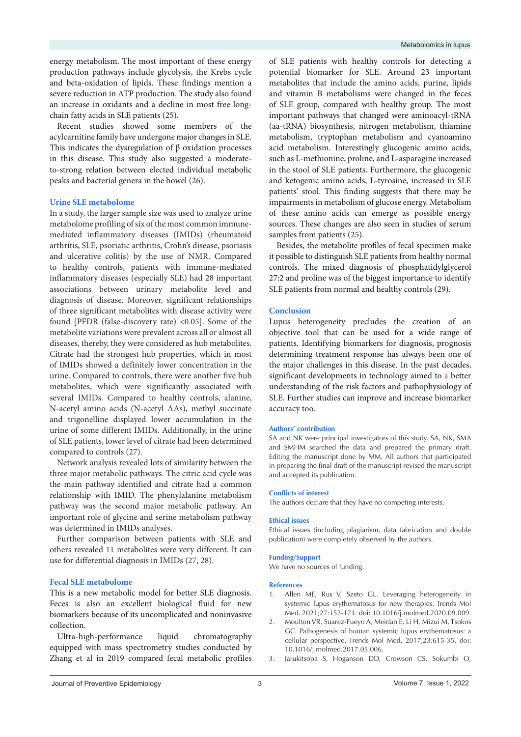energy metabolism. The most important of these energy production pathways include glycolysis, the Krebs cycle and beta-oxidation of lipids. These findings mention a severe reduction in ATP production. The study also found an increase in oxidants and a decline in most free long-chain fatty acids in SLE patients (25).

Recent studies showed some members of the acylcarnitine family have undergone major changes in SLE. This indicates the dysregulation of β oxidation processes in this disease. This study also suggested a moderate-to-strong relation between elected individual metabolic peaks and bacterial genera in the bowel (26).

## Urine SLE metabolome

In a study, the larger sample size was used to analyze urine metabolome profiling of six of the most common immune-mediated inflammatory diseases (IMIDs) (rheumatoid arthritis, SLE, psoriatic arthritis, Crohn's disease, psoriasis and ulcerative colitis) by the use of NMR. Compared to healthy controls, patients with immune-mediated inflammatory diseases (especially SLE) had 28 important associations between urinary metabolite level and diagnosis of disease. Moreover, significant relationships of three significant metabolites with disease activity were found [PFDR (false-discovery rate) <0.05]. Some of the metabolite variations were prevalent across all or almost all diseases, thereby, they were considered as hub metabolites. Citrate had the strongest hub properties, which in most of IMIDs showed a definitely lower concentration in the urine. Compared to controls, there were another five hub metabolites, which were significantly associated with several IMIDs. Compared to healthy controls, alanine, N-acetyl amino acids (N-acetyl AAs), methyl succinate and trigonelline displayed lower accumulation in the urine of some different IMIDs. Additionally, in the urine of SLE patients, lower level of citrate had been determined compared to controls (27).

Network analysis revealed lots of similarity between the three major metabolic pathways. The citric acid cycle was the main pathway identified and citrate had a common relationship with IMID. The phenylalanine metabolism pathway was the second major metabolic pathway. An important role of glycine and serine metabolism pathway was determined in IMIDs analyses.

Further comparison between patients with SLE and others revealed 11 metabolites were very different. It can use for differential diagnosis in IMIDs (27, 28).

## Fecal SLE metabolome

This is a new metabolic model for better SLE diagnosis. Feces is also an excellent biological fluid for new biomarkers because of its uncomplicated and noninvasive collection.

Ultra-high-performance liquid chromatography equipped with mass spectrometry studies conducted by Zhang et al in 2019 compared fecal metabolic profiles of SLE patients with healthy controls for detecting a potential biomarker for SLE. Around 23 important metabolites that include the amino acids, purine, lipids and vitamin B metabolisms were changed in the feces of SLE group, compared with healthy group. The most important pathways that changed were aminoacyl-tRNA (aa-tRNA) biosynthesis, nitrogen metabolism, thiamine metabolism, tryptophan metabolism and cyanoamino acid metabolism. Interestingly glucogenic amino acids, such as L-methionine, proline, and L-asparagine increased in the stool of SLE patients. Furthermore, the glucogenic and ketogenic amino acids, L-tyrosine, increased in SLE patients' stool. This finding suggests that there may be impairments in metabolism of glucose energy. Metabolism of these amino acids can emerge as possible energy sources. These changes are also seen in studies of serum samples from patients (25).

Besides, the metabolite profiles of fecal specimen make it possible to distinguish SLE patients from healthy normal controls. The mixed diagnosis of phosphatidylglycerol 27:2 and proline was of the biggest importance to identify SLE patients from normal and healthy controls (29).

## Conclusion

Lupus heterogeneity precludes the creation of an objective tool that can be used for a wide range of patients. Identifying biomarkers for diagnosis, prognosis determining treatment response has always been one of the major challenges in this disease. In the past decades, significant developments in technology aimed to a better understanding of the risk factors and pathophysiology of SLE. Further studies can improve and increase biomarker accuracy too.

### Authors' contribution

SA and NK were principal investigators of this study, SA, NK, SMA and SMHM searched the data and prepared the primary draft. Editing the manuscript done by MM. All authors that participated in preparing the final draft of the manuscript revised the manuscript and accepted its publication.

### Conflicts of interest

The authors declare that they have no competing interests.

### Ethical issues

Ethical issues (including plagiarism, data fabrication and double publication) were completely observed by the authors.

### Funding/Support

We have no sources of funding.

### References

1. Allen ME, Rus V, Szeto GL. Leveraging heterogeneity in systemic lupus erythematosus for new therapies. Trends Mol Med. 2021;27:152-171. doi: 10.1016/j.molmed.2020.09.009.
2. Moulton VR, Suarez-Fueyo A, Meidan E, Li H, Mizui M, Tsokos GC. Pathogenesis of human systemic lupus erythematosus: a cellular perspective. Trends Mol Med. 2017;23:615-35. doi: 10.1016/j.molmed.2017.05.006.
3. Jarukitsopa S, Hoganson DD, Crowson CS, Sokumbi O,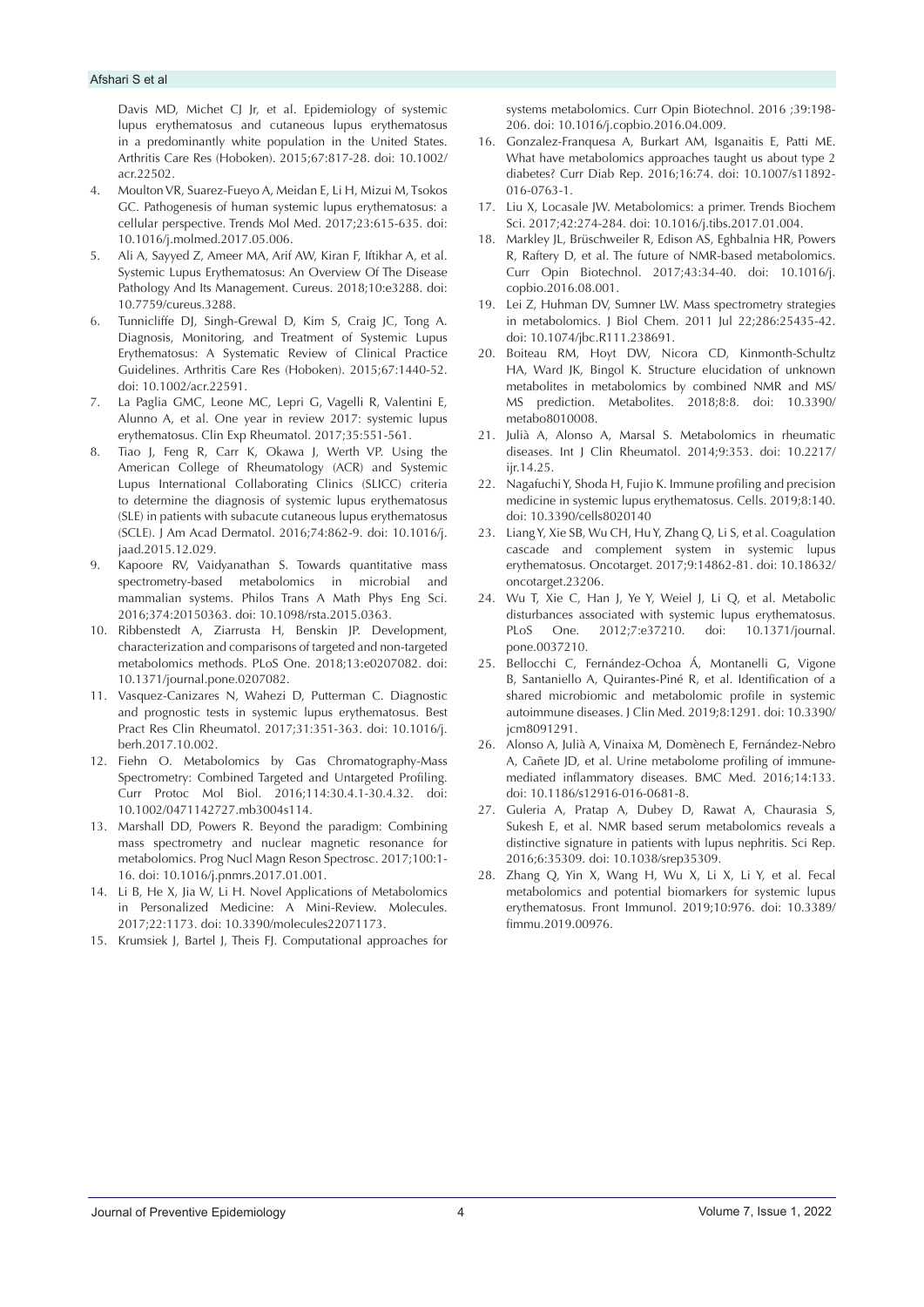Davis MD, Michet CJ Jr, et al. Epidemiology of systemic lupus erythematosus and cutaneous lupus erythematosus in a predominantly white population in the United States. Arthritis Care Res (Hoboken). 2015;67:817-28. doi: 10.1002/acr.22502.

4. Moulton VR, Suarez-Fueyo A, Meidan E, Li H, Mizui M, Tsokos GC. Pathogenesis of human systemic lupus erythematosus: a cellular perspective. Trends Mol Med. 2017;23:615-635. doi: 10.1016/j.molmed.2017.05.006.
5. Ali A, Sayyed Z, Ameer MA, Arif AW, Kiran F, Iftikhar A, et al. Systemic Lupus Erythematosus: An Overview Of The Disease Pathology And Its Management. Cureus. 2018;10:e3288. doi: 10.7759/cureus.3288.
6. Tunnicliffe DJ, Singh-Grewal D, Kim S, Craig JC, Tong A. Diagnosis, Monitoring, and Treatment of Systemic Lupus Erythematosus: A Systematic Review of Clinical Practice Guidelines. Arthritis Care Res (Hoboken). 2015;67:1440-52. doi: 10.1002/acr.22591.
7. La Paglia GMC, Leone MC, Lepri G, Vagelli R, Valentini E, Alunno A, et al. One year in review 2017: systemic lupus erythematosus. Clin Exp Rheumatol. 2017;35:551-561.
8. Tiao J, Feng R, Carr K, Okawa J, Werth VP. Using the American College of Rheumatology (ACR) and Systemic Lupus International Collaborating Clinics (SLICC) criteria to determine the diagnosis of systemic lupus erythematosus (SLE) in patients with subacute cutaneous lupus erythematosus (SCLE). J Am Acad Dermatol. 2016;74:862-9. doi: 10.1016/j.jaad.2015.12.029.
9. Kapoore RV, Vaidyanathan S. Towards quantitative mass spectrometry-based metabolomics in microbial and mammalian systems. Philos Trans A Math Phys Eng Sci. 2016;374:20150363. doi: 10.1098/rsta.2015.0363.
10. Ribbenstedt A, Ziarrusta H, Benskin JP. Development, characterization and comparisons of targeted and non-targeted metabolomics methods. PLoS One. 2018;13:e0207082. doi: 10.1371/journal.pone.0207082.
11. Vasquez-Canizares N, Wahezi D, Putterman C. Diagnostic and prognostic tests in systemic lupus erythematosus. Best Pract Res Clin Rheumatol. 2017;31:351-363. doi: 10.1016/j.berh.2017.10.002.
12. Fiehn O. Metabolomics by Gas Chromatography-Mass Spectrometry: Combined Targeted and Untargeted Profiling. Curr Protoc Mol Biol. 2016;114:30.4.1-30.4.32. doi: 10.1002/0471142727.mb3004s114.
13. Marshall DD, Powers R. Beyond the paradigm: Combining mass spectrometry and nuclear magnetic resonance for metabolomics. Prog Nucl Magn Reson Spectrosc. 2017;100:1-16. doi: 10.1016/j.pnmrs.2017.01.001.
14. Li B, He X, Jia W, Li H. Novel Applications of Metabolomics in Personalized Medicine: A Mini-Review. Molecules. 2017;22:1173. doi: 10.3390/molecules22071173.
15. Krumsiek J, Bartel J, Theis FJ. Computational approaches for systems metabolomics. Curr Opin Biotechnol. 2016 ;39:198-206. doi: 10.1016/j.copbio.2016.04.009.
16. Gonzalez-Franquesa A, Burkart AM, Isganaitis E, Patti ME. What have metabolomics approaches taught us about type 2 diabetes? Curr Diab Rep. 2016;16:74. doi: 10.1007/s11892-016-0763-1.
17. Liu X, Locasale JW. Metabolomics: a primer. Trends Biochem Sci. 2017;42:274-284. doi: 10.1016/j.tibs.2017.01.004.
18. Markley JL, Brüschweiler R, Edison AS, Eghbalnia HR, Powers R, Raftery D, et al. The future of NMR-based metabolomics. Curr Opin Biotechnol. 2017;43:34-40. doi: 10.1016/j.copbio.2016.08.001.
19. Lei Z, Huhman DV, Sumner LW. Mass spectrometry strategies in metabolomics. J Biol Chem. 2011 Jul 22;286:25435-42. doi: 10.1074/jbc.R111.238691.
20. Boiteau RM, Hoyt DW, Nicora CD, Kinmonth-Schultz HA, Ward JK, Bingol K. Structure elucidation of unknown metabolites in metabolomics by combined NMR and MS/MS prediction. Metabolites. 2018;8:8. doi: 10.3390/metabo8010008.
21. Julià A, Alonso A, Marsal S. Metabolomics in rheumatic diseases. Int J Clin Rheumatol. 2014;9:353. doi: 10.2217/ijr.14.25.
22. Nagafuchi Y, Shoda H, Fujio K. Immune profiling and precision medicine in systemic lupus erythematosus. Cells. 2019;8:140. doi: 10.3390/cells8020140
23. Liang Y, Xie SB, Wu CH, Hu Y, Zhang Q, Li S, et al. Coagulation cascade and complement system in systemic lupus erythematosus. Oncotarget. 2017;9:14862-81. doi: 10.18632/oncotarget.23206.
24. Wu T, Xie C, Han J, Ye Y, Weiel J, Li Q, et al. Metabolic disturbances associated with systemic lupus erythematosus. PLoS One. 2012;7:e37210. doi: 10.1371/journal.pone.0037210.
25. Bellocchi C, Fernández-Ochoa Á, Montanelli G, Vigone B, Santaniello A, Quirantes-Piné R, et al. Identification of a shared microbiomic and metabolomic profile in systemic autoimmune diseases. J Clin Med. 2019;8:1291. doi: 10.3390/jcm8091291.
26. Alonso A, Julià A, Vinaixa M, Domènech E, Fernández-Nebro A, Cañete JD, et al. Urine metabolome profiling of immune-mediated inflammatory diseases. BMC Med. 2016;14:133. doi: 10.1186/s12916-016-0681-8.
27. Guleria A, Pratap A, Dubey D, Rawat A, Chaurasia S, Sukesh E, et al. NMR based serum metabolomics reveals a distinctive signature in patients with lupus nephritis. Sci Rep. 2016;6:35309. doi: 10.1038/srep35309.
28. Zhang Q, Yin X, Wang H, Wu X, Li X, Li Y, et al. Fecal metabolomics and potential biomarkers for systemic lupus erythematosus. Front Immunol. 2019;10:976. doi: 10.3389/fimmu.2019.00976.